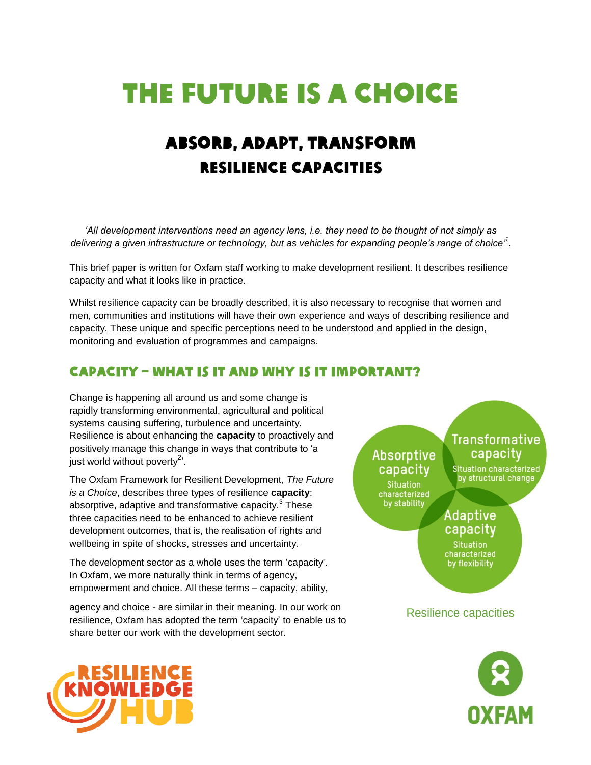# THE FUTURE IS A CHOICE

## ABSORB, ADAPT, TRANSFORM
### RESILIENCE CAPACITIES

*'All development interventions need an agency lens, i.e. they need to be thought of not simply as delivering a given infrastructure or technology, but as vehicles for expanding people's range of choice'*[1].

This brief paper is written for Oxfam staff working to make development resilient. It describes resilience capacity and what it looks like in practice.

Whilst resilience capacity can be broadly described, it is also necessary to recognise that women and men, communities and institutions will have their own experience and ways of describing resilience and capacity. These unique and specific perceptions need to be understood and applied in the design, monitoring and evaluation of programmes and campaigns.

## CAPACITY – WHAT IS IT AND WHY IS IT IMPORTANT?

Change is happening all around us and some change is rapidly transforming environmental, agricultural and political systems causing suffering, turbulence and uncertainty. Resilience is about enhancing the **capacity** to proactively and positively manage this change in ways that contribute to 'a just world without poverty[2]'.

The Oxfam Framework for Resilient Development, *The Future is a Choice*, describes three types of resilience **capacity**: absorptive, adaptive and transformative capacity.[3] These three capacities need to be enhanced to achieve resilient development outcomes, that is, the realisation of rights and wellbeing in spite of shocks, stresses and uncertainty.

The development sector as a whole uses the term 'capacity'. In Oxfam, we more naturally think in terms of agency, empowerment and choice. All these terms – capacity, ability, agency and choice - are similar in their meaning. In our work on resilience, Oxfam has adopted the term 'capacity' to enable us to share better our work with the development sector.

Absorptive capacity – Situation characterized by stability

Transformative capacity – Situation characterized by structural change

Adaptive capacity – Situation characterized by flexibility

Resilience capacities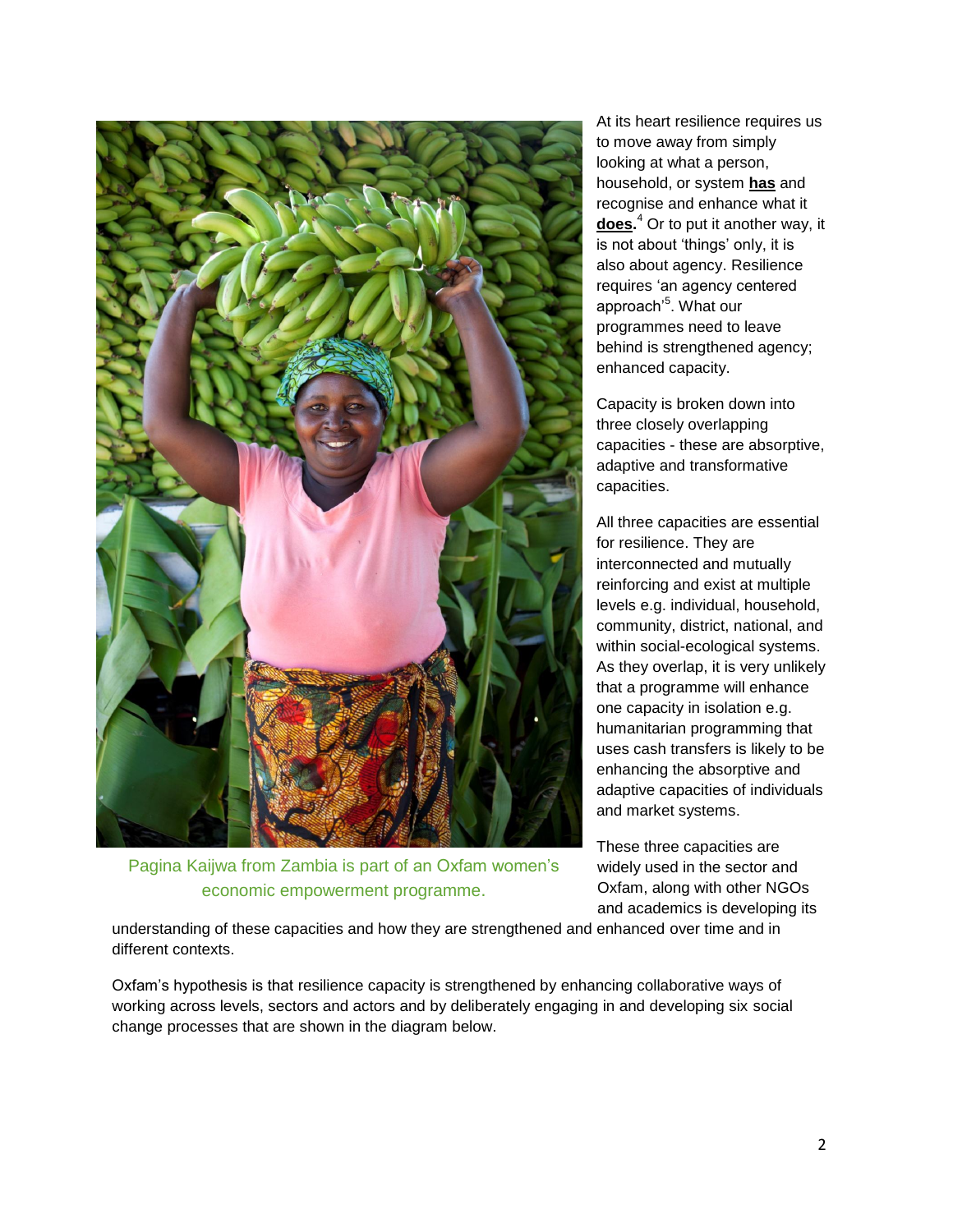Pagina Kaijwa from Zambia is part of an Oxfam women's economic empowerment programme.

At its heart resilience requires us to move away from simply looking at what a person, household, or system **has** and recognise and enhance what it **does.**[4] Or to put it another way, it is not about 'things' only, it is also about agency. Resilience requires 'an agency centered approach'[5]. What our programmes need to leave behind is strengthened agency; enhanced capacity.

Capacity is broken down into three closely overlapping capacities - these are absorptive, adaptive and transformative capacities.

All three capacities are essential for resilience. They are interconnected and mutually reinforcing and exist at multiple levels e.g. individual, household, community, district, national, and within social-ecological systems. As they overlap, it is very unlikely that a programme will enhance one capacity in isolation e.g. humanitarian programming that uses cash transfers is likely to be enhancing the absorptive and adaptive capacities of individuals and market systems.

These three capacities are widely used in the sector and Oxfam, along with other NGOs and academics is developing its understanding of these capacities and how they are strengthened and enhanced over time and in different contexts.

Oxfam's hypothesis is that resilience capacity is strengthened by enhancing collaborative ways of working across levels, sectors and actors and by deliberately engaging in and developing six social change processes that are shown in the diagram below.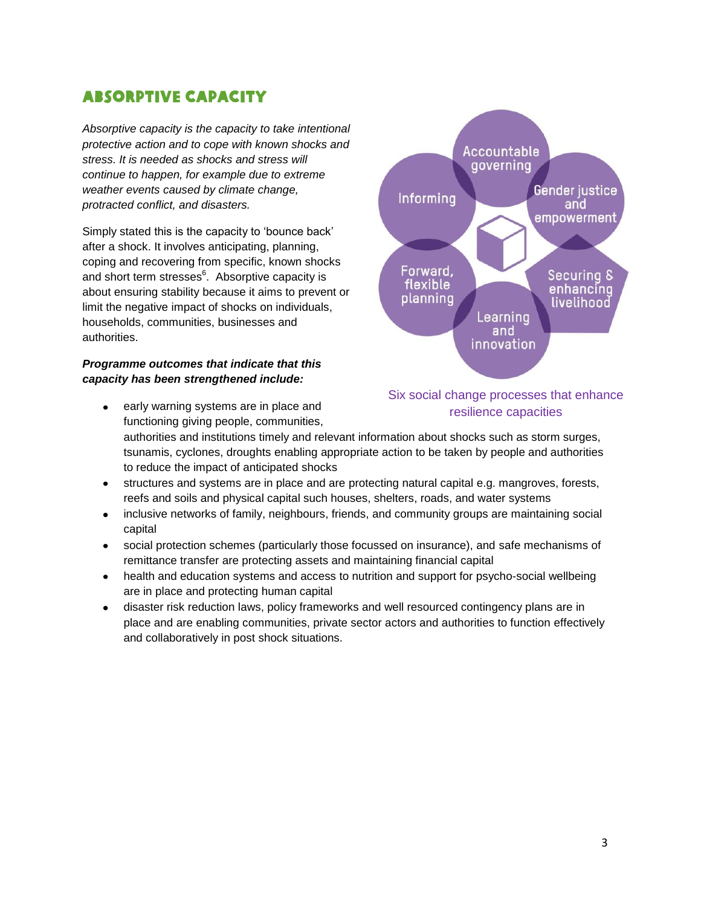## Absorptive Capacity

*Absorptive capacity is the capacity to take intentional protective action and to cope with known shocks and stress. It is needed as shocks and stress will continue to happen, for example due to extreme weather events caused by climate change, protracted conflict, and disasters.*

Simply stated this is the capacity to 'bounce back' after a shock. It involves anticipating, planning, coping and recovering from specific, known shocks and short term stresses[6]. Absorptive capacity is about ensuring stability because it aims to prevent or limit the negative impact of shocks on individuals, households, communities, businesses and authorities.

Six social change processes that enhance resilience capacities

***Programme outcomes that indicate that this capacity has been strengthened include:***

- early warning systems are in place and functioning giving people, communities, authorities and institutions timely and relevant information about shocks such as storm surges, tsunamis, cyclones, droughts enabling appropriate action to be taken by people and authorities to reduce the impact of anticipated shocks
- structures and systems are in place and are protecting natural capital e.g. mangroves, forests, reefs and soils and physical capital such houses, shelters, roads, and water systems
- inclusive networks of family, neighbours, friends, and community groups are maintaining social capital
- social protection schemes (particularly those focussed on insurance), and safe mechanisms of remittance transfer are protecting assets and maintaining financial capital
- health and education systems and access to nutrition and support for psycho-social wellbeing are in place and protecting human capital
- disaster risk reduction laws, policy frameworks and well resourced contingency plans are in place and are enabling communities, private sector actors and authorities to function effectively and collaboratively in post shock situations.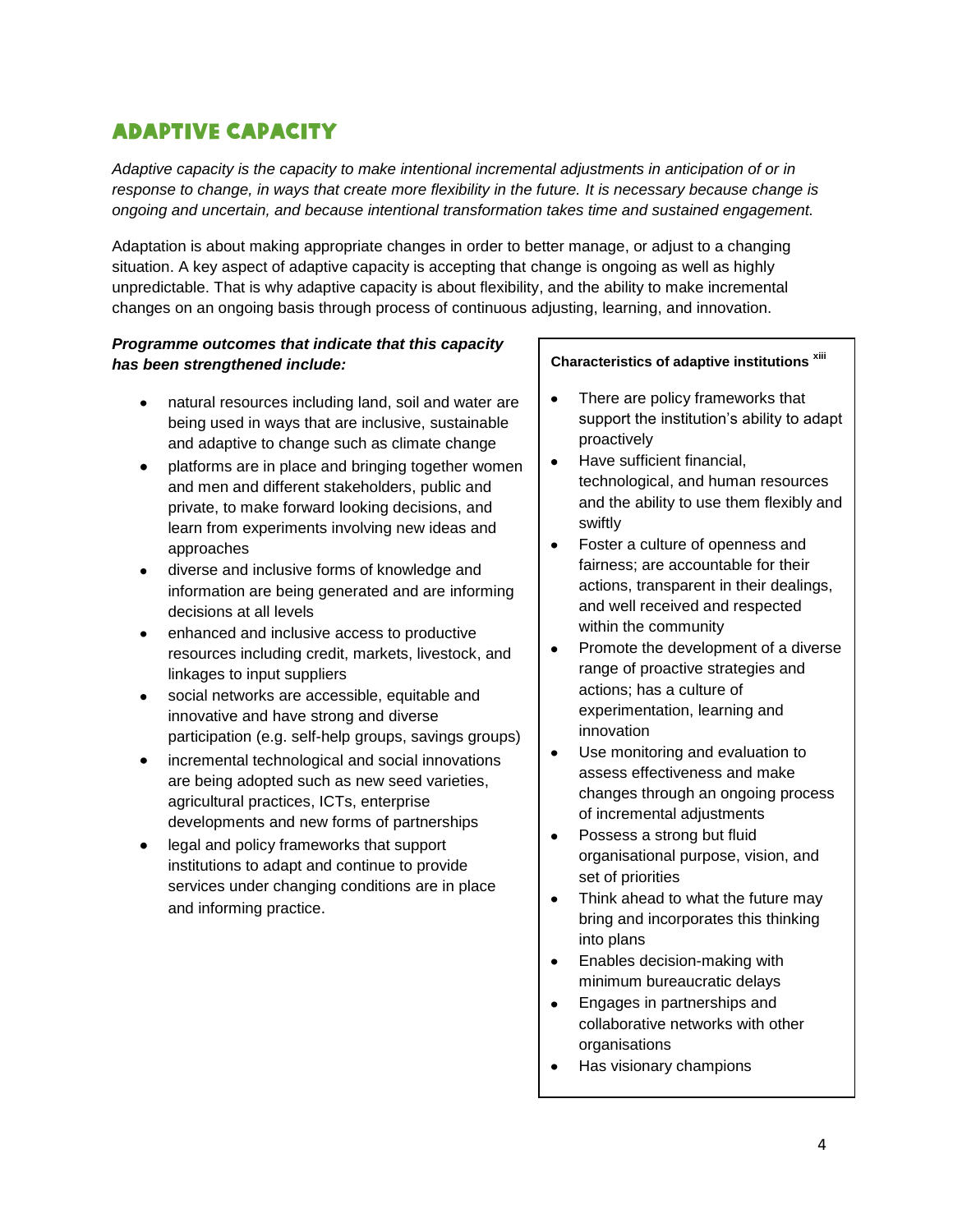# ADAPTIVE CAPACITY

*Adaptive capacity is the capacity to make intentional incremental adjustments in anticipation of or in response to change, in ways that create more flexibility in the future. It is necessary because change is ongoing and uncertain, and because intentional transformation takes time and sustained engagement.*

Adaptation is about making appropriate changes in order to better manage, or adjust to a changing situation. A key aspect of adaptive capacity is accepting that change is ongoing as well as highly unpredictable. That is why adaptive capacity is about flexibility, and the ability to make incremental changes on an ongoing basis through process of continuous adjusting, learning, and innovation.

***Programme outcomes that indicate that this capacity has been strengthened include:***

- natural resources including land, soil and water are being used in ways that are inclusive, sustainable and adaptive to change such as climate change
- platforms are in place and bringing together women and men and different stakeholders, public and private, to make forward looking decisions, and learn from experiments involving new ideas and approaches
- diverse and inclusive forms of knowledge and information are being generated and are informing decisions at all levels
- enhanced and inclusive access to productive resources including credit, markets, livestock, and linkages to input suppliers
- social networks are accessible, equitable and innovative and have strong and diverse participation (e.g. self-help groups, savings groups)
- incremental technological and social innovations are being adopted such as new seed varieties, agricultural practices, ICTs, enterprise developments and new forms of partnerships
- legal and policy frameworks that support institutions to adapt and continue to provide services under changing conditions are in place and informing practice.

**Characteristics of adaptive institutions [xiii]**

- There are policy frameworks that support the institution's ability to adapt proactively
- Have sufficient financial, technological, and human resources and the ability to use them flexibly and swiftly
- Foster a culture of openness and fairness; are accountable for their actions, transparent in their dealings, and well received and respected within the community
- Promote the development of a diverse range of proactive strategies and actions; has a culture of experimentation, learning and innovation
- Use monitoring and evaluation to assess effectiveness and make changes through an ongoing process of incremental adjustments
- Possess a strong but fluid organisational purpose, vision, and set of priorities
- Think ahead to what the future may bring and incorporates this thinking into plans
- Enables decision-making with minimum bureaucratic delays
- Engages in partnerships and collaborative networks with other organisations
- Has visionary champions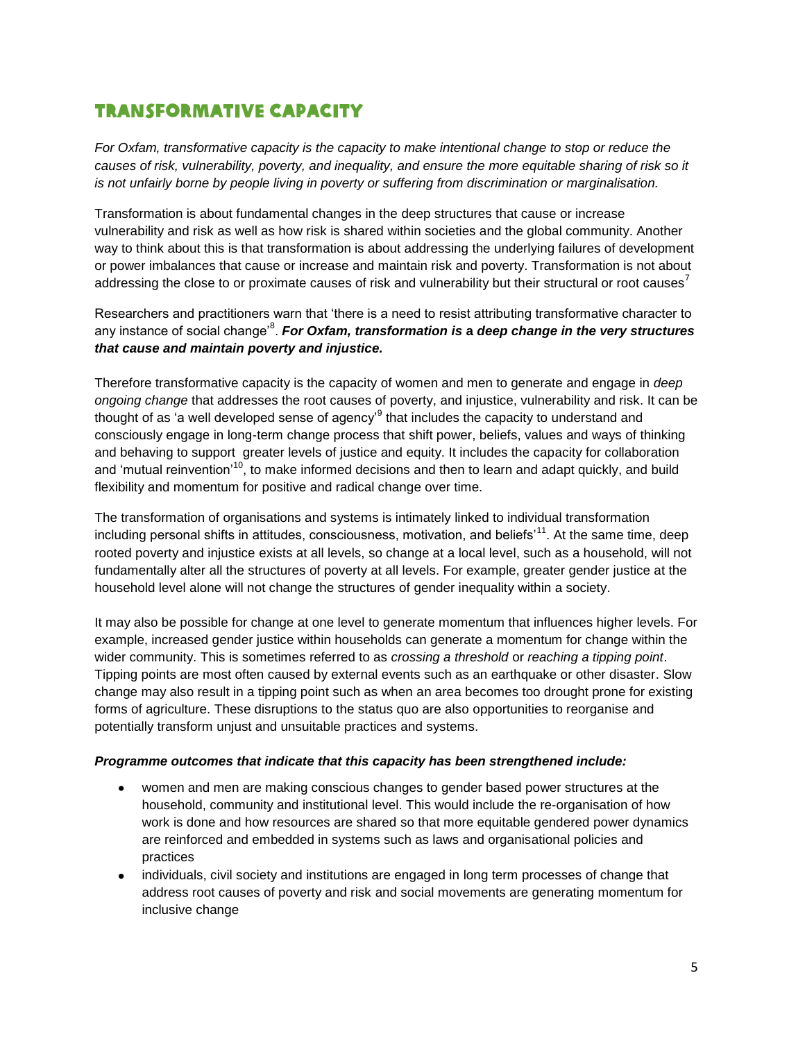## Transformative Capacity

*For Oxfam, transformative capacity is the capacity to make intentional change to stop or reduce the causes of risk, vulnerability, poverty, and inequality, and ensure the more equitable sharing of risk so it is not unfairly borne by people living in poverty or suffering from discrimination or marginalisation.*

Transformation is about fundamental changes in the deep structures that cause or increase vulnerability and risk as well as how risk is shared within societies and the global community. Another way to think about this is that transformation is about addressing the underlying failures of development or power imbalances that cause or increase and maintain risk and poverty. Transformation is not about addressing the close to or proximate causes of risk and vulnerability but their structural or root causes[7]

Researchers and practitioners warn that 'there is a need to resist attributing transformative character to any instance of social change'[8]. ***For Oxfam, transformation is a deep change in the very structures that cause and maintain poverty and injustice.***

Therefore transformative capacity is the capacity of women and men to generate and engage in *deep ongoing change* that addresses the root causes of poverty, and injustice, vulnerability and risk. It can be thought of as 'a well developed sense of agency'[9] that includes the capacity to understand and consciously engage in long-term change process that shift power, beliefs, values and ways of thinking and behaving to support greater levels of justice and equity. It includes the capacity for collaboration and 'mutual reinvention'[10], to make informed decisions and then to learn and adapt quickly, and build flexibility and momentum for positive and radical change over time.

The transformation of organisations and systems is intimately linked to individual transformation including personal shifts in attitudes, consciousness, motivation, and beliefs'[11]. At the same time, deep rooted poverty and injustice exists at all levels, so change at a local level, such as a household, will not fundamentally alter all the structures of poverty at all levels. For example, greater gender justice at the household level alone will not change the structures of gender inequality within a society.

It may also be possible for change at one level to generate momentum that influences higher levels. For example, increased gender justice within households can generate a momentum for change within the wider community. This is sometimes referred to as *crossing a threshold* or *reaching a tipping point*. Tipping points are most often caused by external events such as an earthquake or other disaster. Slow change may also result in a tipping point such as when an area becomes too drought prone for existing forms of agriculture. These disruptions to the status quo are also opportunities to reorganise and potentially transform unjust and unsuitable practices and systems.

***Programme outcomes that indicate that this capacity has been strengthened include:***

- women and men are making conscious changes to gender based power structures at the household, community and institutional level. This would include the re-organisation of how work is done and how resources are shared so that more equitable gendered power dynamics are reinforced and embedded in systems such as laws and organisational policies and practices
- individuals, civil society and institutions are engaged in long term processes of change that address root causes of poverty and risk and social movements are generating momentum for inclusive change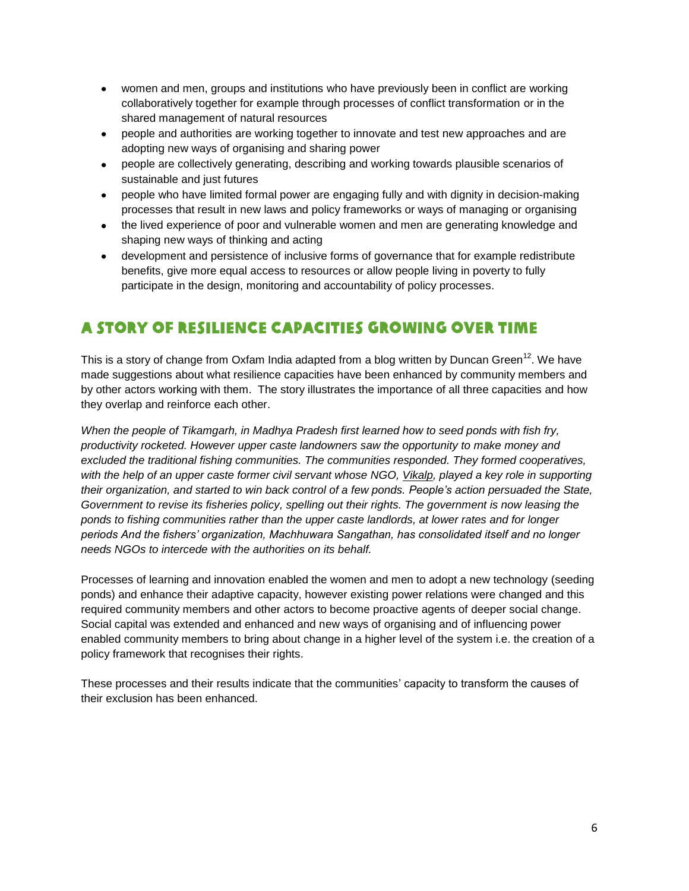- women and men, groups and institutions who have previously been in conflict are working collaboratively together for example through processes of conflict transformation or in the shared management of natural resources
- people and authorities are working together to innovate and test new approaches and are adopting new ways of organising and sharing power
- people are collectively generating, describing and working towards plausible scenarios of sustainable and just futures
- people who have limited formal power are engaging fully and with dignity in decision-making processes that result in new laws and policy frameworks or ways of managing or organising
- the lived experience of poor and vulnerable women and men are generating knowledge and shaping new ways of thinking and acting
- development and persistence of inclusive forms of governance that for example redistribute benefits, give more equal access to resources or allow people living in poverty to fully participate in the design, monitoring and accountability of policy processes.

## A story of resilience capacities growing over time

This is a story of change from Oxfam India adapted from a blog written by Duncan Green[12]. We have made suggestions about what resilience capacities have been enhanced by community members and by other actors working with them. The story illustrates the importance of all three capacities and how they overlap and reinforce each other.

*When the people of Tikamgarh, in Madhya Pradesh first learned how to seed ponds with fish fry, productivity rocketed. However upper caste landowners saw the opportunity to make money and excluded the traditional fishing communities. The communities responded. They formed cooperatives, with the help of an upper caste former civil servant whose NGO, Vikalp, played a key role in supporting their organization, and started to win back control of a few ponds. People's action persuaded the State, Government to revise its fisheries policy, spelling out their rights. The government is now leasing the ponds to fishing communities rather than the upper caste landlords, at lower rates and for longer periods And the fishers' organization, Machhuwara Sangathan, has consolidated itself and no longer needs NGOs to intercede with the authorities on its behalf.*

Processes of learning and innovation enabled the women and men to adopt a new technology (seeding ponds) and enhance their adaptive capacity, however existing power relations were changed and this required community members and other actors to become proactive agents of deeper social change. Social capital was extended and enhanced and new ways of organising and of influencing power enabled community members to bring about change in a higher level of the system i.e. the creation of a policy framework that recognises their rights.

These processes and their results indicate that the communities' capacity to transform the causes of their exclusion has been enhanced.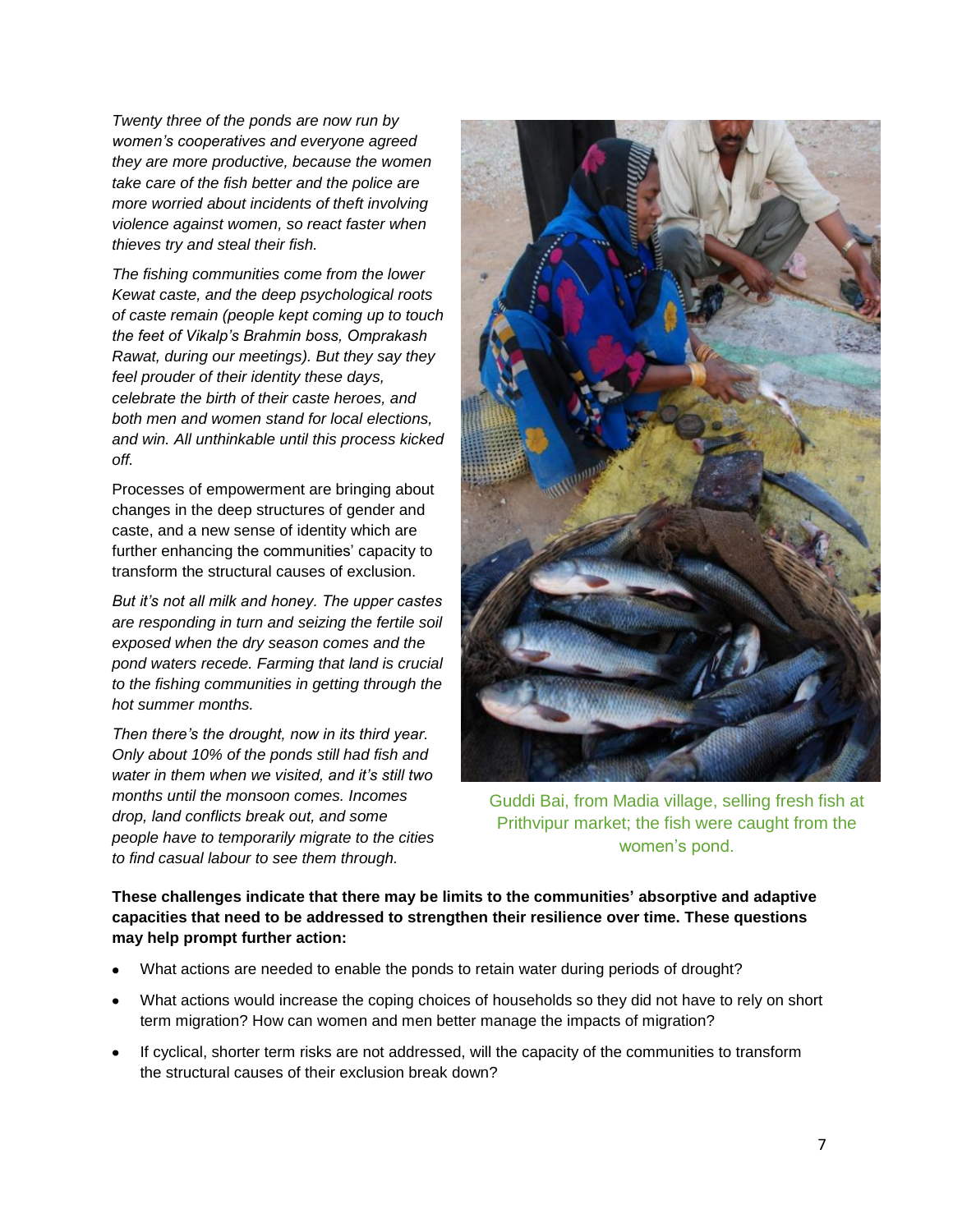*Twenty three of the ponds are now run by women's cooperatives and everyone agreed they are more productive, because the women take care of the fish better and the police are more worried about incidents of theft involving violence against women, so react faster when thieves try and steal their fish.*

*The fishing communities come from the lower Kewat caste, and the deep psychological roots of caste remain (people kept coming up to touch the feet of Vikalp's Brahmin boss, Omprakash Rawat, during our meetings). But they say they feel prouder of their identity these days, celebrate the birth of their caste heroes, and both men and women stand for local elections, and win. All unthinkable until this process kicked off.*

Processes of empowerment are bringing about changes in the deep structures of gender and caste, and a new sense of identity which are further enhancing the communities' capacity to transform the structural causes of exclusion.

*But it's not all milk and honey. The upper castes are responding in turn and seizing the fertile soil exposed when the dry season comes and the pond waters recede. Farming that land is crucial to the fishing communities in getting through the hot summer months.*

*Then there's the drought, now in its third year. Only about 10% of the ponds still had fish and water in them when we visited, and it's still two months until the monsoon comes. Incomes drop, land conflicts break out, and some people have to temporarily migrate to the cities to find casual labour to see them through.*

Guddi Bai, from Madia village, selling fresh fish at Prithvipur market; the fish were caught from the women's pond.

**These challenges indicate that there may be limits to the communities' absorptive and adaptive capacities that need to be addressed to strengthen their resilience over time. These questions may help prompt further action:**

- What actions are needed to enable the ponds to retain water during periods of drought?
- What actions would increase the coping choices of households so they did not have to rely on short term migration? How can women and men better manage the impacts of migration?
- If cyclical, shorter term risks are not addressed, will the capacity of the communities to transform the structural causes of their exclusion break down?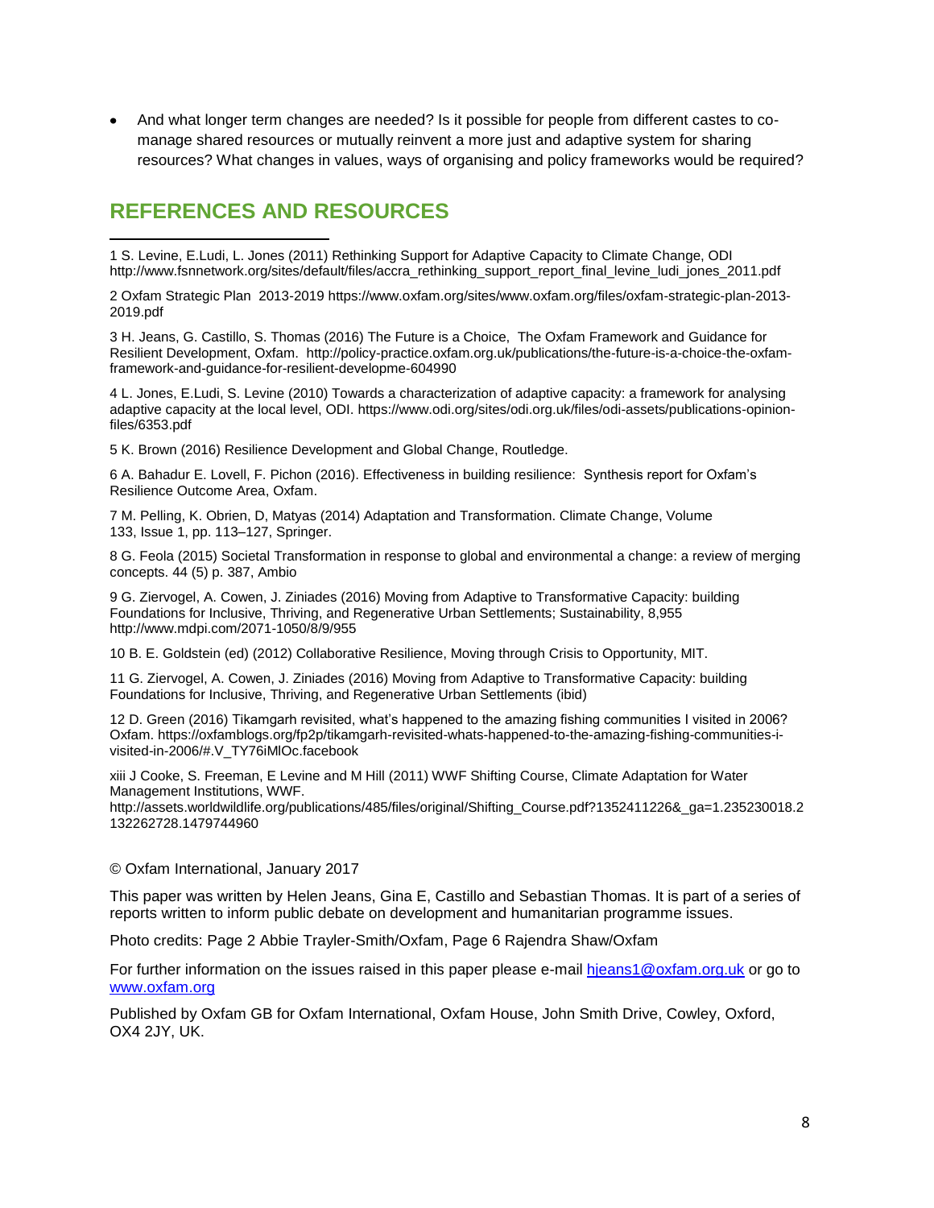- And what longer term changes are needed? Is it possible for people from different castes to co-manage shared resources or mutually reinvent a more just and adaptive system for sharing resources? What changes in values, ways of organising and policy frameworks would be required?

## REFERENCES AND RESOURCES

1 S. Levine, E.Ludi, L. Jones (2011) Rethinking Support for Adaptive Capacity to Climate Change, ODI http://www.fsnnetwork.org/sites/default/files/accra_rethinking_support_report_final_levine_ludi_jones_2011.pdf

2 Oxfam Strategic Plan 2013-2019 https://www.oxfam.org/sites/www.oxfam.org/files/oxfam-strategic-plan-2013-2019.pdf

3 H. Jeans, G. Castillo, S. Thomas (2016) The Future is a Choice, The Oxfam Framework and Guidance for Resilient Development, Oxfam. http://policy-practice.oxfam.org.uk/publications/the-future-is-a-choice-the-oxfam-framework-and-guidance-for-resilient-developme-604990

4 L. Jones, E.Ludi, S. Levine (2010) Towards a characterization of adaptive capacity: a framework for analysing adaptive capacity at the local level, ODI. https://www.odi.org/sites/odi.org.uk/files/odi-assets/publications-opinion-files/6353.pdf

5 K. Brown (2016) Resilience Development and Global Change, Routledge.

6 A. Bahadur E. Lovell, F. Pichon (2016). Effectiveness in building resilience: Synthesis report for Oxfam's Resilience Outcome Area, Oxfam.

7 M. Pelling, K. Obrien, D, Matyas (2014) Adaptation and Transformation. Climate Change, Volume 133, Issue 1, pp. 113–127, Springer.

8 G. Feola (2015) Societal Transformation in response to global and environmental a change: a review of merging concepts. 44 (5) p. 387, Ambio

9 G. Ziervogel, A. Cowen, J. Ziniades (2016) Moving from Adaptive to Transformative Capacity: building Foundations for Inclusive, Thriving, and Regenerative Urban Settlements; Sustainability, 8,955 http://www.mdpi.com/2071-1050/8/9/955

10 B. E. Goldstein (ed) (2012) Collaborative Resilience, Moving through Crisis to Opportunity, MIT.

11 G. Ziervogel, A. Cowen, J. Ziniades (2016) Moving from Adaptive to Transformative Capacity: building Foundations for Inclusive, Thriving, and Regenerative Urban Settlements (ibid)

12 D. Green (2016) Tikamgarh revisited, what's happened to the amazing fishing communities I visited in 2006? Oxfam. https://oxfamblogs.org/fp2p/tikamgarh-revisited-whats-happened-to-the-amazing-fishing-communities-i-visited-in-2006/#.V_TY76iMlOc.facebook

xiii J Cooke, S. Freeman, E Levine and M Hill (2011) WWF Shifting Course, Climate Adaptation for Water Management Institutions, WWF. http://assets.worldwildlife.org/publications/485/files/original/Shifting_Course.pdf?1352411226&_ga=1.235230018.2132262728.1479744960

© Oxfam International, January 2017

This paper was written by Helen Jeans, Gina E, Castillo and Sebastian Thomas. It is part of a series of reports written to inform public debate on development and humanitarian programme issues.

Photo credits: Page 2 Abbie Trayler-Smith/Oxfam, Page 6 Rajendra Shaw/Oxfam

For further information on the issues raised in this paper please e-mail hjeans1@oxfam.org.uk or go to www.oxfam.org

Published by Oxfam GB for Oxfam International, Oxfam House, John Smith Drive, Cowley, Oxford, OX4 2JY, UK.